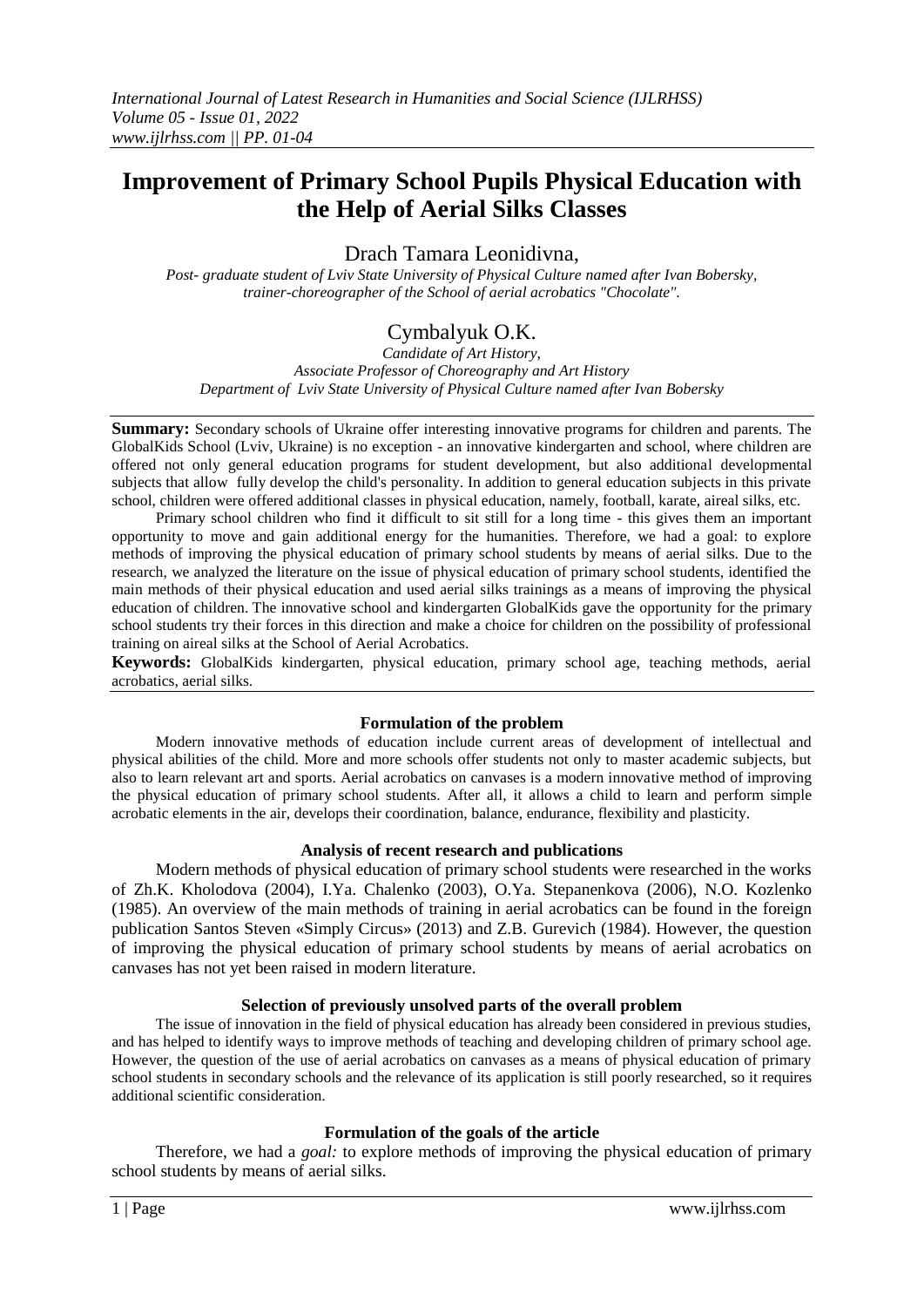# Improvement of Primary School Pupils Physical Education with the Help of Aerial Silks Classes

Drach Tamara Leonidivna,

*Post- graduate student of Lviv State University of Physical Culture named after Ivan Bobersky, trainer-choreographer of the School of aerial acrobatics "Chocolate".*

Cymbalyuk O.K.

*Candidate of Art History, Associate Professor of Choreography and Art History Department of Lviv State University of Physical Culture named after Ivan Bobersky*

**Summary:** Secondary schools of Ukraine offer interesting innovative programs for children and parents. The GlobalKids School (Lviv, Ukraine) is no exception - an innovative kindergarten and school, where children are offered not only general education programs for student development, but also additional developmental subjects that allow fully develop the child's personality. In addition to general education subjects in this private school, children were offered additional classes in physical education, namely, football, karate, aireal silks, etc.

Primary school children who find it difficult to sit still for a long time - this gives them an important opportunity to move and gain additional energy for the humanities. Therefore, we had a goal: to explore methods of improving the physical education of primary school students by means of aerial silks. Due to the research, we analyzed the literature on the issue of physical education of primary school students, identified the main methods of their physical education and used aerial silks trainings as a means of improving the physical education of children. The innovative school and kindergarten GlobalKids gave the opportunity for the primary school students try their forces in this direction and make a choice for children on the possibility of professional training on aireal silks at the School of Aerial Acrobatics.

**Keywords:** GlobalKids kindergarten, physical education, primary school age, teaching methods, aerial acrobatics, aerial silks.

### Formulation of the problem

Modern innovative methods of education include current areas of development of intellectual and physical abilities of the child. More and more schools offer students not only to master academic subjects, but also to learn relevant art and sports. Aerial acrobatics on canvases is a modern innovative method of improving the physical education of primary school students. After all, it allows a child to learn and perform simple acrobatic elements in the air, develops their coordination, balance, endurance, flexibility and plasticity.

### Analysis of recent research and publications

Modern methods of physical education of primary school students were researched in the works of Zh.K. Kholodova (2004), I.Ya. Chalenko (2003), O.Ya. Stepanenkova (2006), N.O. Kozlenko (1985). An overview of the main methods of training in aerial acrobatics can be found in the foreign publication Santos Steven «Simply Circus» (2013) and Z.B. Gurevich (1984). However, the question of improving the physical education of primary school students by means of aerial acrobatics on canvases has not yet been raised in modern literature.

### Selection of previously unsolved parts of the overall problem

The issue of innovation in the field of physical education has already been considered in previous studies, and has helped to identify ways to improve methods of teaching and developing children of primary school age. However, the question of the use of aerial acrobatics on canvases as a means of physical education of primary school students in secondary schools and the relevance of its application is still poorly researched, so it requires additional scientific consideration.

### Formulation of the goals of the article

Therefore, we had a *goal:* to explore methods of improving the physical education of primary school students by means of aerial silks.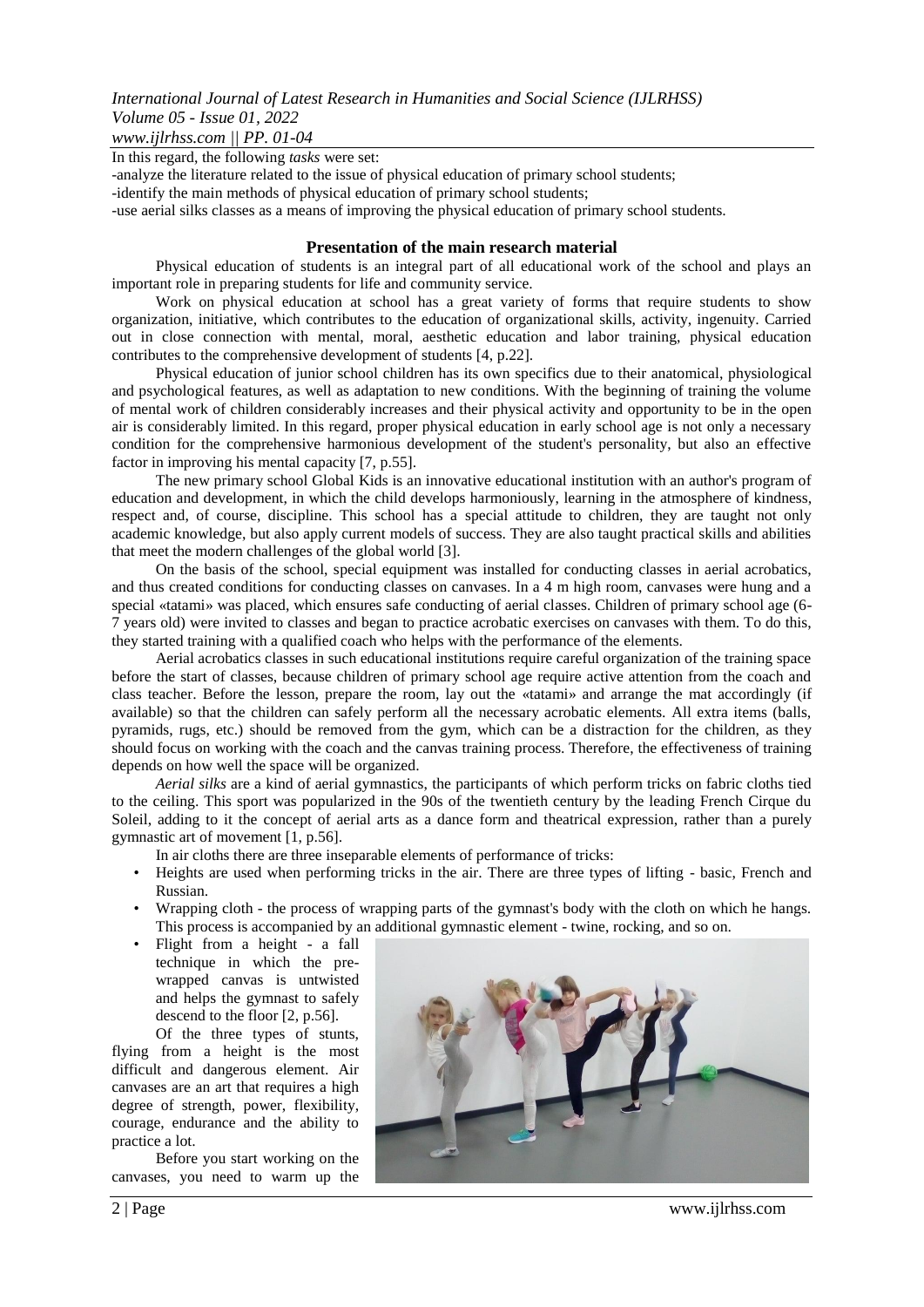In this regard, the following *tasks* were set:

-analyze the literature related to the issue of physical education of primary school students;

-identify the main methods of physical education of primary school students;

-use aerial silks classes as a means of improving the physical education of primary school students.

## Presentation of the main research material

Physical education of students is an integral part of all educational work of the school and plays an important role in preparing students for life and community service.

Work on physical education at school has a great variety of forms that require students to show organization, initiative, which contributes to the education of organizational skills, activity, ingenuity. Carried out in close connection with mental, moral, aesthetic education and labor training, physical education contributes to the comprehensive development of students [4, p.22].

Physical education of junior school children has its own specifics due to their anatomical, physiological and psychological features, as well as adaptation to new conditions. With the beginning of training the volume of mental work of children considerably increases and their physical activity and opportunity to be in the open air is considerably limited. In this regard, proper physical education in early school age is not only a necessary condition for the comprehensive harmonious development of the student's personality, but also an effective factor in improving his mental capacity [7, p.55].

The new primary school Global Kids is an innovative educational institution with an author's program of education and development, in which the child develops harmoniously, learning in the atmosphere of kindness, respect and, of course, discipline. This school has a special attitude to children, they are taught not only academic knowledge, but also apply current models of success. They are also taught practical skills and abilities that meet the modern challenges of the global world [3].

On the basis of the school, special equipment was installed for conducting classes in aerial acrobatics, and thus created conditions for conducting classes on canvases. In a 4 m high room, canvases were hung and a special «tatami» was placed, which ensures safe conducting of aerial classes. Children of primary school age (6-7 years old) were invited to classes and began to practice acrobatic exercises on canvases with them. To do this, they started training with a qualified coach who helps with the performance of the elements.

Aerial acrobatics classes in such educational institutions require careful organization of the training space before the start of classes, because children of primary school age require active attention from the coach and class teacher. Before the lesson, prepare the room, lay out the «tatami» and arrange the mat accordingly (if available) so that the children can safely perform all the necessary acrobatic elements. All extra items (balls, pyramids, rugs, etc.) should be removed from the gym, which can be a distraction for the children, as they should focus on working with the coach and the canvas training process. Therefore, the effectiveness of training depends on how well the space will be organized.

*Aerial silks* are a kind of aerial gymnastics, the participants of which perform tricks on fabric cloths tied to the ceiling. This sport was popularized in the 90s of the twentieth century by the leading French Cirque du Soleil, adding to it the concept of aerial arts as a dance form and theatrical expression, rather than a purely gymnastic art of movement [1, p.56].

In air cloths there are three inseparable elements of performance of tricks:

- Heights are used when performing tricks in the air. There are three types of lifting - basic, French and Russian.
- Wrapping cloth - the process of wrapping parts of the gymnast's body with the cloth on which he hangs. This process is accompanied by an additional gymnastic element - twine, rocking, and so on.
- Flight from a height - a fall technique in which the pre-wrapped canvas is untwisted and helps the gymnast to safely descend to the floor [2, p.56].

Of the three types of stunts, flying from a height is the most difficult and dangerous element. Air canvases are an art that requires a high degree of strength, power, flexibility, courage, endurance and the ability to practice a lot.

Before you start working on the canvases, you need to warm up the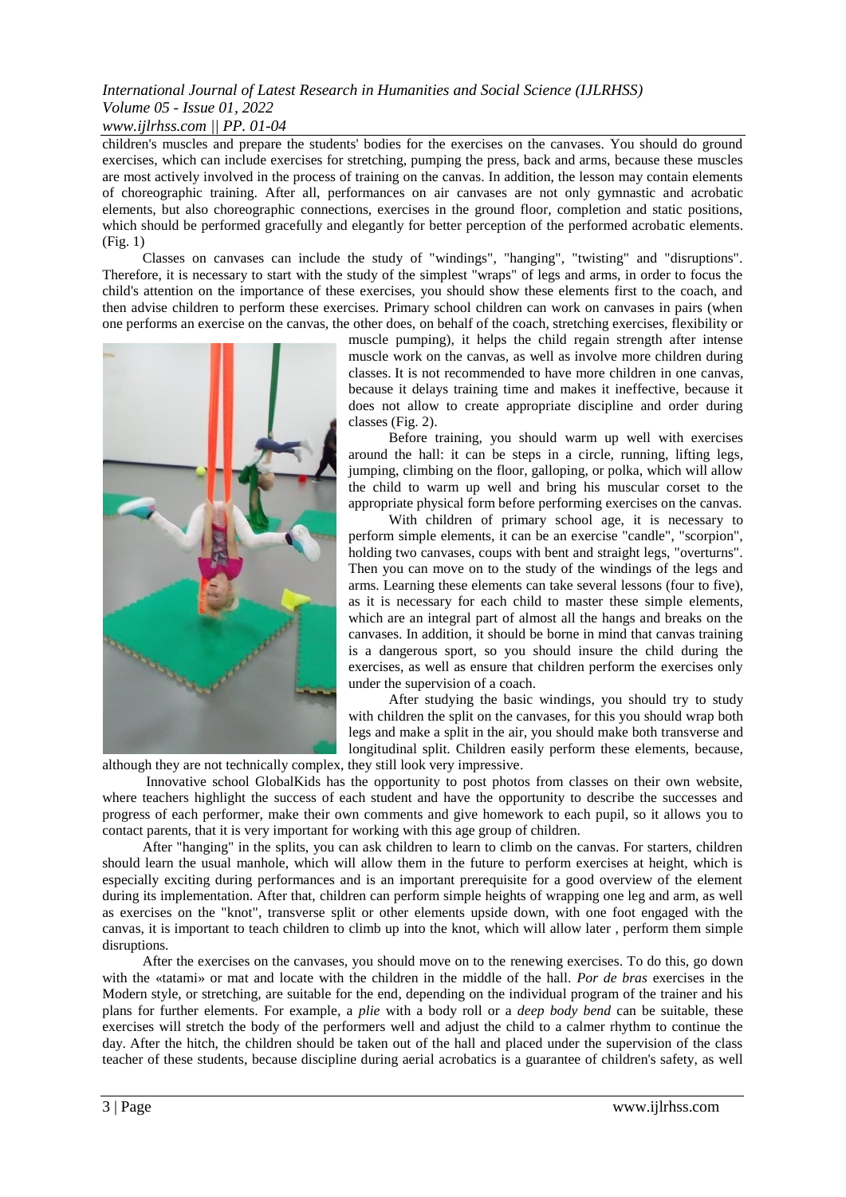children's muscles and prepare the students' bodies for the exercises on the canvases. You should do ground exercises, which can include exercises for stretching, pumping the press, back and arms, because these muscles are most actively involved in the process of training on the canvas. In addition, the lesson may contain elements of choreographic training. After all, performances on air canvases are not only gymnastic and acrobatic elements, but also choreographic connections, exercises in the ground floor, completion and static positions, which should be performed gracefully and elegantly for better perception of the performed acrobatic elements. (Fig. 1)

Classes on canvases can include the study of "windings", "hanging", "twisting" and "disruptions". Therefore, it is necessary to start with the study of the simplest "wraps" of legs and arms, in order to focus the child's attention on the importance of these exercises, you should show these elements first to the coach, and then advise children to perform these exercises. Primary school children can work on canvases in pairs (when one performs an exercise on the canvas, the other does, on behalf of the coach, stretching exercises, flexibility or muscle pumping), it helps the child regain strength after intense muscle work on the canvas, as well as involve more children during classes. It is not recommended to have more children in one canvas, because it delays training time and makes it ineffective, because it does not allow to create appropriate discipline and order during classes (Fig. 2).

Before training, you should warm up well with exercises around the hall: it can be steps in a circle, running, lifting legs, jumping, climbing on the floor, galloping, or polka, which will allow the child to warm up well and bring his muscular corset to the appropriate physical form before performing exercises on the canvas.

With children of primary school age, it is necessary to perform simple elements, it can be an exercise "candle", "scorpion", holding two canvases, coups with bent and straight legs, "overturns". Then you can move on to the study of the windings of the legs and arms. Learning these elements can take several lessons (four to five), as it is necessary for each child to master these simple elements, which are an integral part of almost all the hangs and breaks on the canvases. In addition, it should be borne in mind that canvas training is a dangerous sport, so you should insure the child during the exercises, as well as ensure that children perform the exercises only under the supervision of a coach.

After studying the basic windings, you should try to study with children the split on the canvases, for this you should wrap both legs and make a split in the air, you should make both transverse and longitudinal split. Children easily perform these elements, because, although they are not technically complex, they still look very impressive.

Innovative school GlobalKids has the opportunity to post photos from classes on their own website, where teachers highlight the success of each student and have the opportunity to describe the successes and progress of each performer, make their own comments and give homework to each pupil, so it allows you to contact parents, that it is very important for working with this age group of children.

After "hanging" in the splits, you can ask children to learn to climb on the canvas. For starters, children should learn the usual manhole, which will allow them in the future to perform exercises at height, which is especially exciting during performances and is an important prerequisite for a good overview of the element during its implementation. After that, children can perform simple heights of wrapping one leg and arm, as well as exercises on the "knot", transverse split or other elements upside down, with one foot engaged with the canvas, it is important to teach children to climb up into the knot, which will allow later , perform them simple disruptions.

After the exercises on the canvases, you should move on to the renewing exercises. To do this, go down with the «tatami» or mat and locate with the children in the middle of the hall. *Por de bras* exercises in the Modern style, or stretching, are suitable for the end, depending on the individual program of the trainer and his plans for further elements. For example, a *plie* with a body roll or a *deep body bend* can be suitable, these exercises will stretch the body of the performers well and adjust the child to a calmer rhythm to continue the day. After the hitch, the children should be taken out of the hall and placed under the supervision of the class teacher of these students, because discipline during aerial acrobatics is a guarantee of children's safety, as well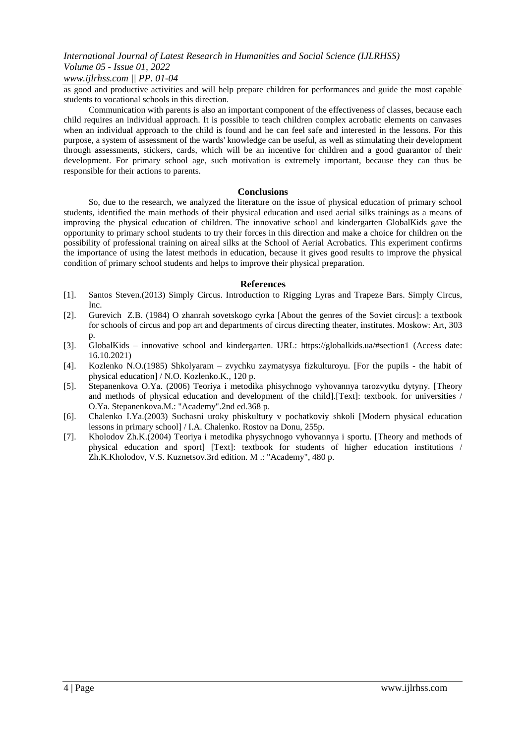as good and productive activities and will help prepare children for performances and guide the most capable students to vocational schools in this direction.

Communication with parents is also an important component of the effectiveness of classes, because each child requires an individual approach. It is possible to teach children complex acrobatic elements on canvases when an individual approach to the child is found and he can feel safe and interested in the lessons. For this purpose, a system of assessment of the wards' knowledge can be useful, as well as stimulating their development through assessments, stickers, cards, which will be an incentive for children and a good guarantor of their development. For primary school age, such motivation is extremely important, because they can thus be responsible for their actions to parents.

## Conclusions

So, due to the research, we analyzed the literature on the issue of physical education of primary school students, identified the main methods of their physical education and used aerial silks trainings as a means of improving the physical education of children. The innovative school and kindergarten GlobalKids gave the opportunity to primary school students to try their forces in this direction and make a choice for children on the possibility of professional training on aireal silks at the School of Aerial Acrobatics. This experiment confirms the importance of using the latest methods in education, because it gives good results to improve the physical condition of primary school students and helps to improve their physical preparation.

## References

[1]. Santos Steven.(2013) Simply Circus. Introduction to Rigging Lyras and Trapeze Bars. Simply Circus, Inc.

[2]. Gurevich Z.B. (1984) O zhanrah sovetskogo cyrka [About the genres of the Soviet circus]: a textbook for schools of circus and pop art and departments of circus directing theater, institutes. Moskow: Art, 303 p.

[3]. GlobalKids – innovative school and kindergarten. URL: https://globalkids.ua/#section1 (Access date: 16.10.2021)

[4]. Kozlenko N.O.(1985) Shkolyaram – zvychku zaymatysya fizkulturoyu. [For the pupils - the habit of physical education] / N.O. Kozlenko.K., 120 p.

[5]. Stepanenkova O.Ya. (2006) Teoriya i metodika phisychnogo vyhovannya tarozvytku dytyny. [Theory and methods of physical education and development of the child].[Text]: textbook. for universities / O.Ya. Stepanenkova.M.: "Academy".2nd ed.368 p.

[6]. Chalenko I.Ya.(2003) Suchasni uroky phiskultury v pochatkoviy shkoli [Modern physical education lessons in primary school] / I.A. Chalenko. Rostov na Donu, 255p.

[7]. Kholodov Zh.K.(2004) Teoriya i metodika physychnogo vyhovannya i sportu. [Theory and methods of physical education and sport] [Text]: textbook for students of higher education institutions / Zh.K.Kholodov, V.S. Kuznetsov.3rd edition. M .: "Academy", 480 p.